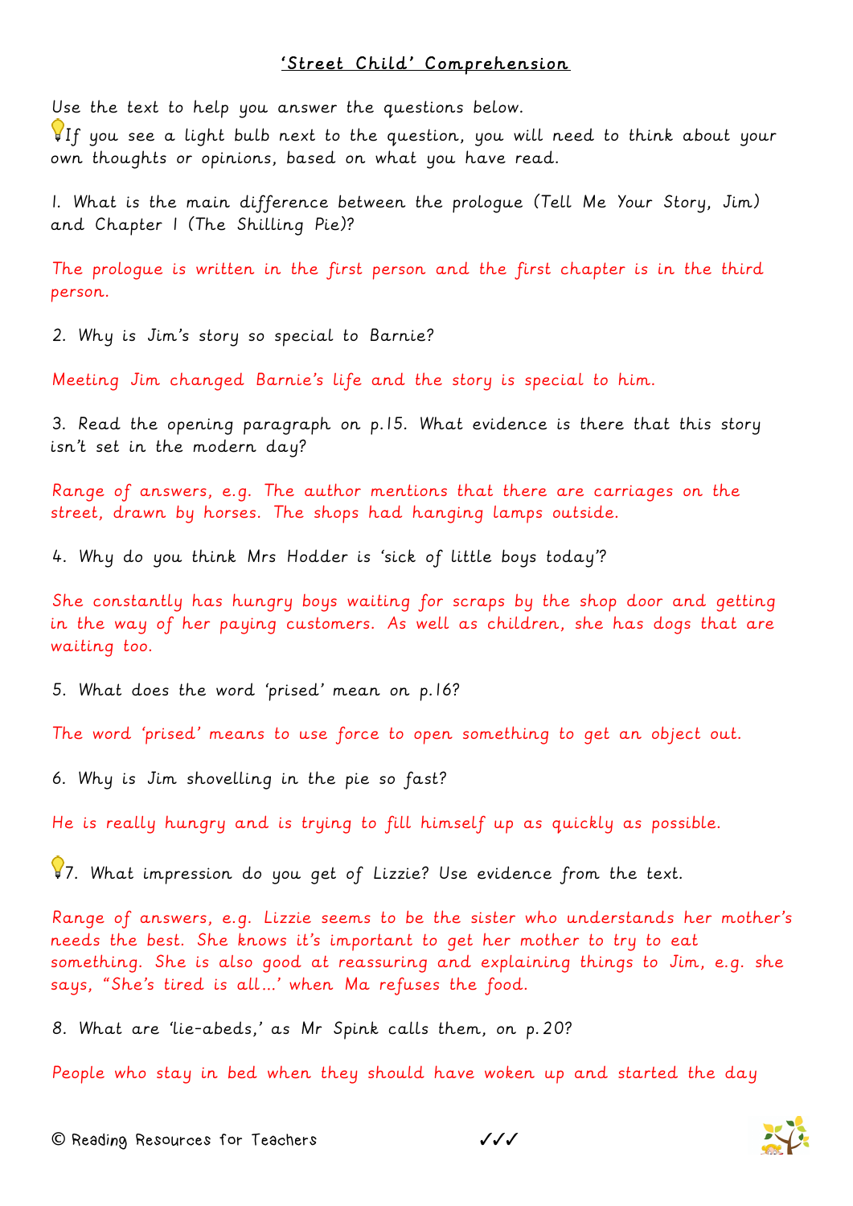# 'Street Child' Comprehension

Use the text to help you answer the questions below.

💡If you see a light bulb next to the question, you will need to think about your own thoughts or opinions, based on what you have read.

1. What is the main difference between the prologue (Tell Me Your Story, Jim) and Chapter 1 (The Shilling Pie)?

The prologue is written in the first person and the first chapter is in the third person.

2. Why is Jim's story so special to Barnie?

Meeting Jim changed Barnie's life and the story is special to him.

3. Read the opening paragraph on p.15. What evidence is there that this story isn't set in the modern day?

Range of answers, e.g. The author mentions that there are carriages on the street, drawn by horses. The shops had hanging lamps outside.

4. Why do you think Mrs Hodder is 'sick of little boys today'?

She constantly has hungry boys waiting for scraps by the shop door and getting in the way of her paying customers. As well as children, she has dogs that are waiting too.

5. What does the word 'prised' mean on p.16?

The word 'prised' means to use force to open something to get an object out.

6. Why is Jim shovelling in the pie so fast?

He is really hungry and is trying to fill himself up as quickly as possible.

💡7. What impression do you get of Lizzie? Use evidence from the text.

Range of answers, e.g. Lizzie seems to be the sister who understands her mother's needs the best. She knows it's important to get her mother to try to eat something. She is also good at reassuring and explaining things to Jim, e.g. she says, "She's tired is all…' when Ma refuses the food.

8. What are 'lie-abeds,' as Mr Spink calls them, on p.20?

People who stay in bed when they should have woken up and started the day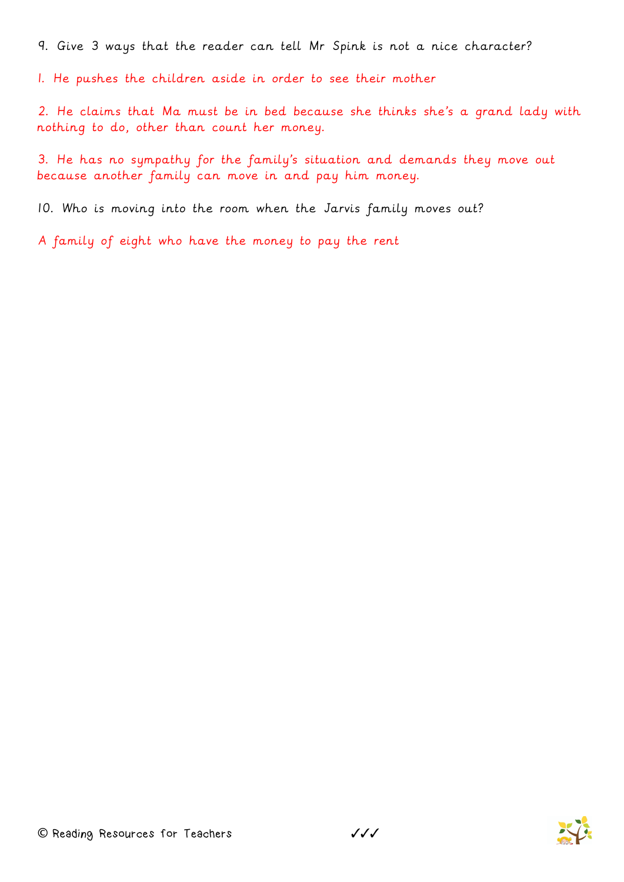9. Give 3 ways that the reader can tell Mr Spink is not a nice character?

1. He pushes the children aside in order to see their mother

2. He claims that Ma must be in bed because she thinks she's a grand lady with nothing to do, other than count her money.

3. He has no sympathy for the family's situation and demands they move out because another family can move in and pay him money.

10. Who is moving into the room when the Jarvis family moves out?

A family of eight who have the money to pay the rent